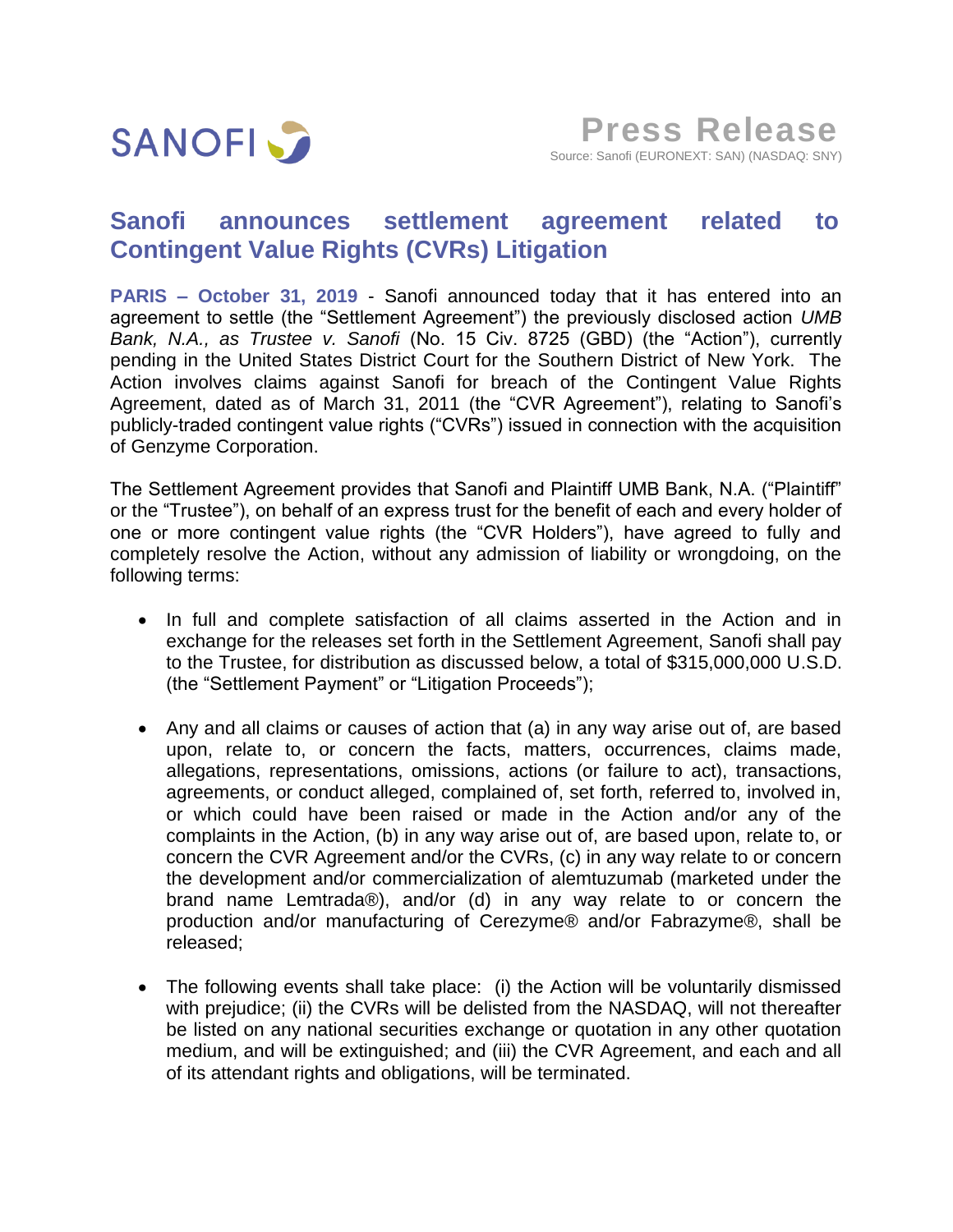SANOFI

# Press Release

Source: Sanofi (EURONEXT: SAN) (NASDAQ: SNY)

## Sanofi announces settlement agreement related to Contingent Value Rights (CVRs) Litigation

**PARIS – October 31, 2019** - Sanofi announced today that it has entered into an agreement to settle (the "Settlement Agreement") the previously disclosed action *UMB Bank, N.A., as Trustee v. Sanofi* (No. 15 Civ. 8725 (GBD) (the "Action"), currently pending in the United States District Court for the Southern District of New York. The Action involves claims against Sanofi for breach of the Contingent Value Rights Agreement, dated as of March 31, 2011 (the "CVR Agreement"), relating to Sanofi's publicly-traded contingent value rights ("CVRs") issued in connection with the acquisition of Genzyme Corporation.

The Settlement Agreement provides that Sanofi and Plaintiff UMB Bank, N.A. ("Plaintiff" or the "Trustee"), on behalf of an express trust for the benefit of each and every holder of one or more contingent value rights (the "CVR Holders"), have agreed to fully and completely resolve the Action, without any admission of liability or wrongdoing, on the following terms:

- In full and complete satisfaction of all claims asserted in the Action and in exchange for the releases set forth in the Settlement Agreement, Sanofi shall pay to the Trustee, for distribution as discussed below, a total of $315,000,000 U.S.D. (the "Settlement Payment" or "Litigation Proceeds");

- Any and all claims or causes of action that (a) in any way arise out of, are based upon, relate to, or concern the facts, matters, occurrences, claims made, allegations, representations, omissions, actions (or failure to act), transactions, agreements, or conduct alleged, complained of, set forth, referred to, involved in, or which could have been raised or made in the Action and/or any of the complaints in the Action, (b) in any way arise out of, are based upon, relate to, or concern the CVR Agreement and/or the CVRs, (c) in any way relate to or concern the development and/or commercialization of alemtuzumab (marketed under the brand name Lemtrada®), and/or (d) in any way relate to or concern the production and/or manufacturing of Cerezyme® and/or Fabrazyme®, shall be released;

- The following events shall take place: (i) the Action will be voluntarily dismissed with prejudice; (ii) the CVRs will be delisted from the NASDAQ, will not thereafter be listed on any national securities exchange or quotation in any other quotation medium, and will be extinguished; and (iii) the CVR Agreement, and each and all of its attendant rights and obligations, will be terminated.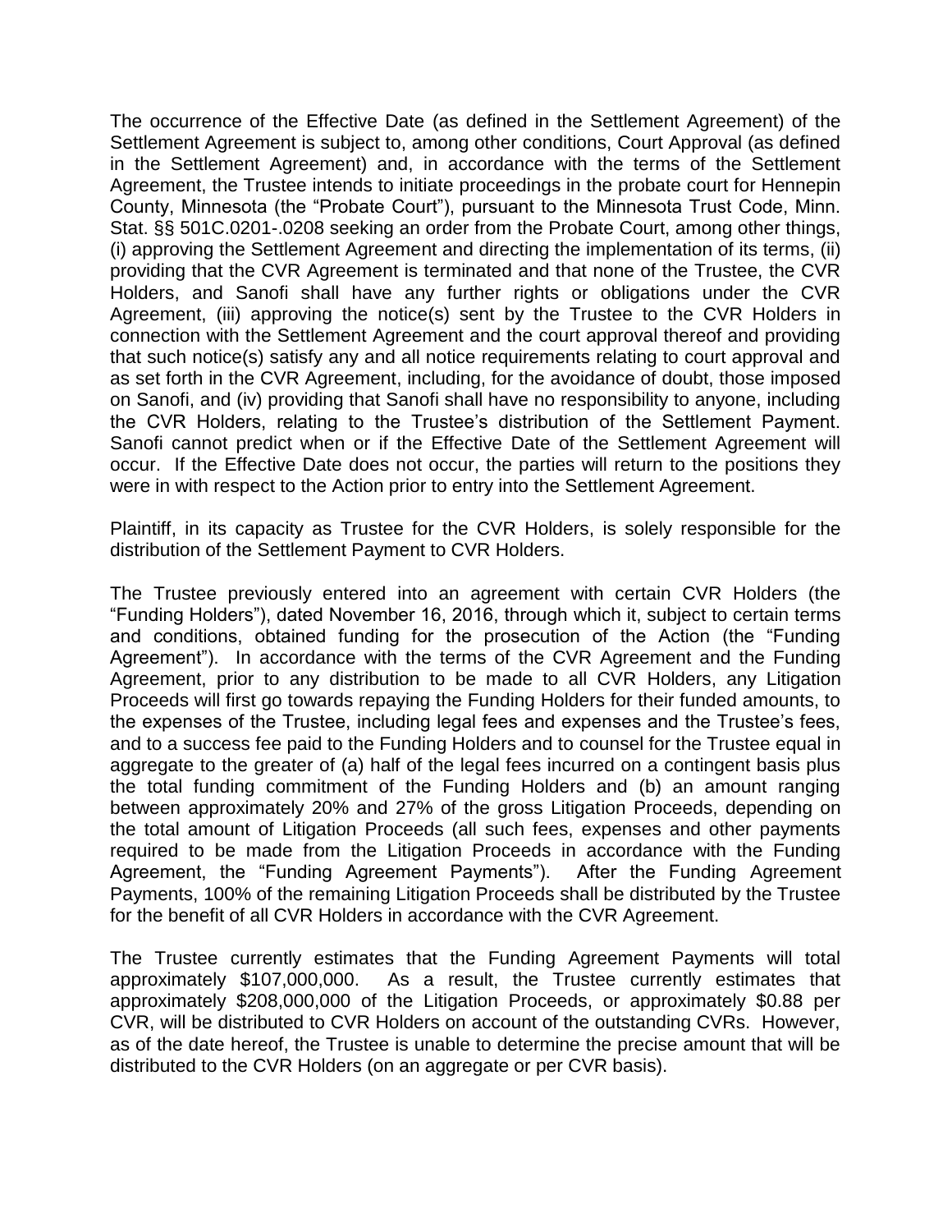The occurrence of the Effective Date (as defined in the Settlement Agreement) of the Settlement Agreement is subject to, among other conditions, Court Approval (as defined in the Settlement Agreement) and, in accordance with the terms of the Settlement Agreement, the Trustee intends to initiate proceedings in the probate court for Hennepin County, Minnesota (the "Probate Court"), pursuant to the Minnesota Trust Code, Minn. Stat. §§ 501C.0201-.0208 seeking an order from the Probate Court, among other things, (i) approving the Settlement Agreement and directing the implementation of its terms, (ii) providing that the CVR Agreement is terminated and that none of the Trustee, the CVR Holders, and Sanofi shall have any further rights or obligations under the CVR Agreement, (iii) approving the notice(s) sent by the Trustee to the CVR Holders in connection with the Settlement Agreement and the court approval thereof and providing that such notice(s) satisfy any and all notice requirements relating to court approval and as set forth in the CVR Agreement, including, for the avoidance of doubt, those imposed on Sanofi, and (iv) providing that Sanofi shall have no responsibility to anyone, including the CVR Holders, relating to the Trustee's distribution of the Settlement Payment. Sanofi cannot predict when or if the Effective Date of the Settlement Agreement will occur. If the Effective Date does not occur, the parties will return to the positions they were in with respect to the Action prior to entry into the Settlement Agreement.

Plaintiff, in its capacity as Trustee for the CVR Holders, is solely responsible for the distribution of the Settlement Payment to CVR Holders.

The Trustee previously entered into an agreement with certain CVR Holders (the "Funding Holders"), dated November 16, 2016, through which it, subject to certain terms and conditions, obtained funding for the prosecution of the Action (the "Funding Agreement"). In accordance with the terms of the CVR Agreement and the Funding Agreement, prior to any distribution to be made to all CVR Holders, any Litigation Proceeds will first go towards repaying the Funding Holders for their funded amounts, to the expenses of the Trustee, including legal fees and expenses and the Trustee's fees, and to a success fee paid to the Funding Holders and to counsel for the Trustee equal in aggregate to the greater of (a) half of the legal fees incurred on a contingent basis plus the total funding commitment of the Funding Holders and (b) an amount ranging between approximately 20% and 27% of the gross Litigation Proceeds, depending on the total amount of Litigation Proceeds (all such fees, expenses and other payments required to be made from the Litigation Proceeds in accordance with the Funding Agreement, the "Funding Agreement Payments"). After the Funding Agreement Payments, 100% of the remaining Litigation Proceeds shall be distributed by the Trustee for the benefit of all CVR Holders in accordance with the CVR Agreement.

The Trustee currently estimates that the Funding Agreement Payments will total approximately $107,000,000. As a result, the Trustee currently estimates that approximately $208,000,000 of the Litigation Proceeds, or approximately $0.88 per CVR, will be distributed to CVR Holders on account of the outstanding CVRs. However, as of the date hereof, the Trustee is unable to determine the precise amount that will be distributed to the CVR Holders (on an aggregate or per CVR basis).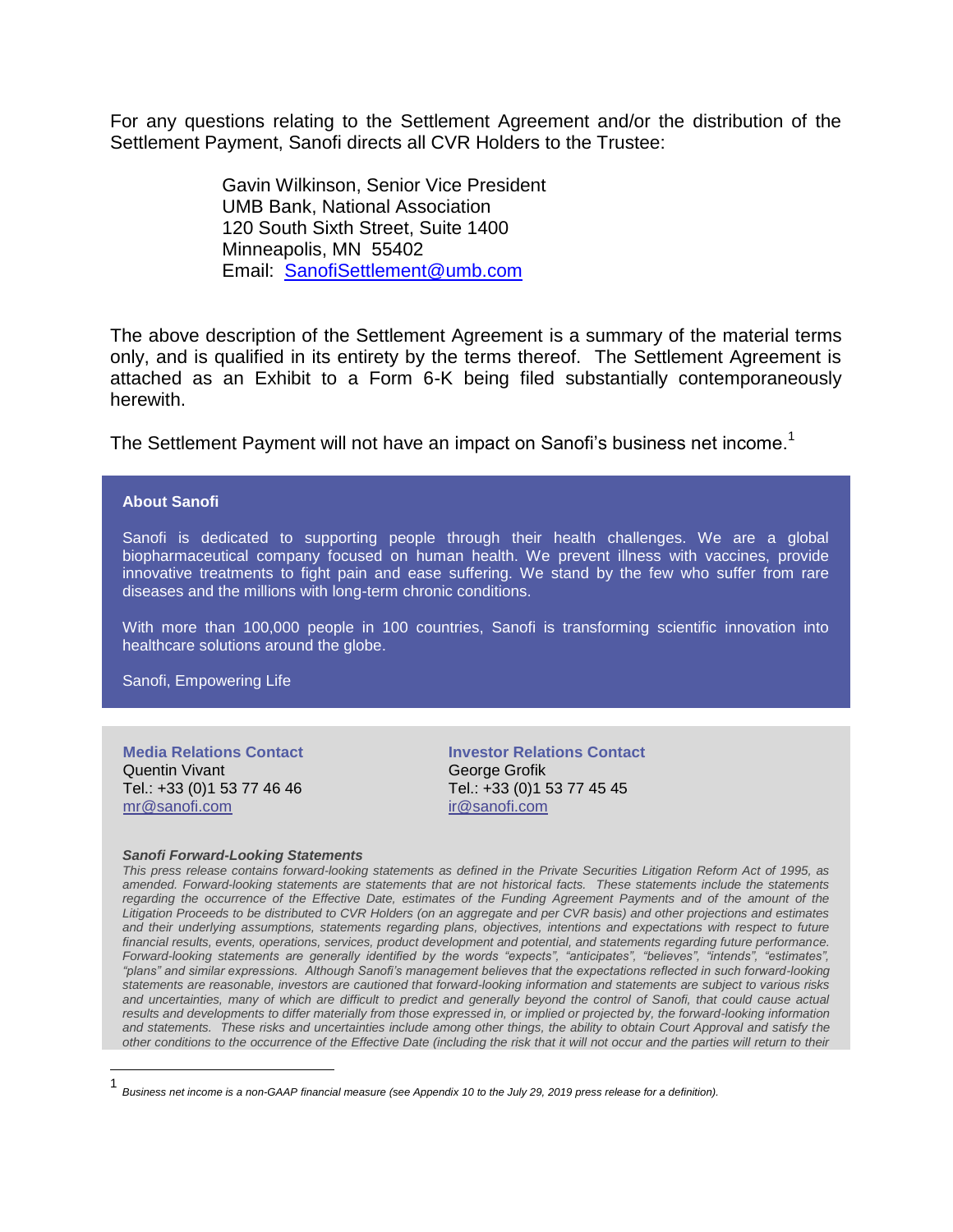For any questions relating to the Settlement Agreement and/or the distribution of the Settlement Payment, Sanofi directs all CVR Holders to the Trustee:

> Gavin Wilkinson, Senior Vice President
> UMB Bank, National Association
> 120 South Sixth Street, Suite 1400
> Minneapolis, MN 55402
> Email: SanofiSettlement@umb.com

The above description of the Settlement Agreement is a summary of the material terms only, and is qualified in its entirety by the terms thereof. The Settlement Agreement is attached as an Exhibit to a Form 6-K being filed substantially contemporaneously herewith.

The Settlement Payment will not have an impact on Sanofi's business net income.[1]

**About Sanofi**

Sanofi is dedicated to supporting people through their health challenges. We are a global biopharmaceutical company focused on human health. We prevent illness with vaccines, provide innovative treatments to fight pain and ease suffering. We stand by the few who suffer from rare diseases and the millions with long-term chronic conditions.

With more than 100,000 people in 100 countries, Sanofi is transforming scientific innovation into healthcare solutions around the globe.

Sanofi, Empowering Life

**Media Relations Contact**
Quentin Vivant
Tel.: +33 (0)1 53 77 46 46
mr@sanofi.com

**Investor Relations Contact**
George Grofik
Tel.: +33 (0)1 53 77 45 45
ir@sanofi.com

***Sanofi Forward-Looking Statements***

*This press release contains forward-looking statements as defined in the Private Securities Litigation Reform Act of 1995, as amended. Forward-looking statements are statements that are not historical facts. These statements include the statements regarding the occurrence of the Effective Date, estimates of the Funding Agreement Payments and of the amount of the Litigation Proceeds to be distributed to CVR Holders (on an aggregate and per CVR basis) and other projections and estimates and their underlying assumptions, statements regarding plans, objectives, intentions and expectations with respect to future financial results, events, operations, services, product development and potential, and statements regarding future performance. Forward-looking statements are generally identified by the words "expects", "anticipates", "believes", "intends", "estimates", "plans" and similar expressions. Although Sanofi's management believes that the expectations reflected in such forward-looking statements are reasonable, investors are cautioned that forward-looking information and statements are subject to various risks and uncertainties, many of which are difficult to predict and generally beyond the control of Sanofi, that could cause actual results and developments to differ materially from those expressed in, or implied or projected by, the forward-looking information and statements. These risks and uncertainties include among other things, the ability to obtain Court Approval and satisfy the other conditions to the occurrence of the Effective Date (including the risk that it will not occur and the parties will return to their*

[1] *Business net income is a non-GAAP financial measure (see Appendix 10 to the July 29, 2019 press release for a definition).*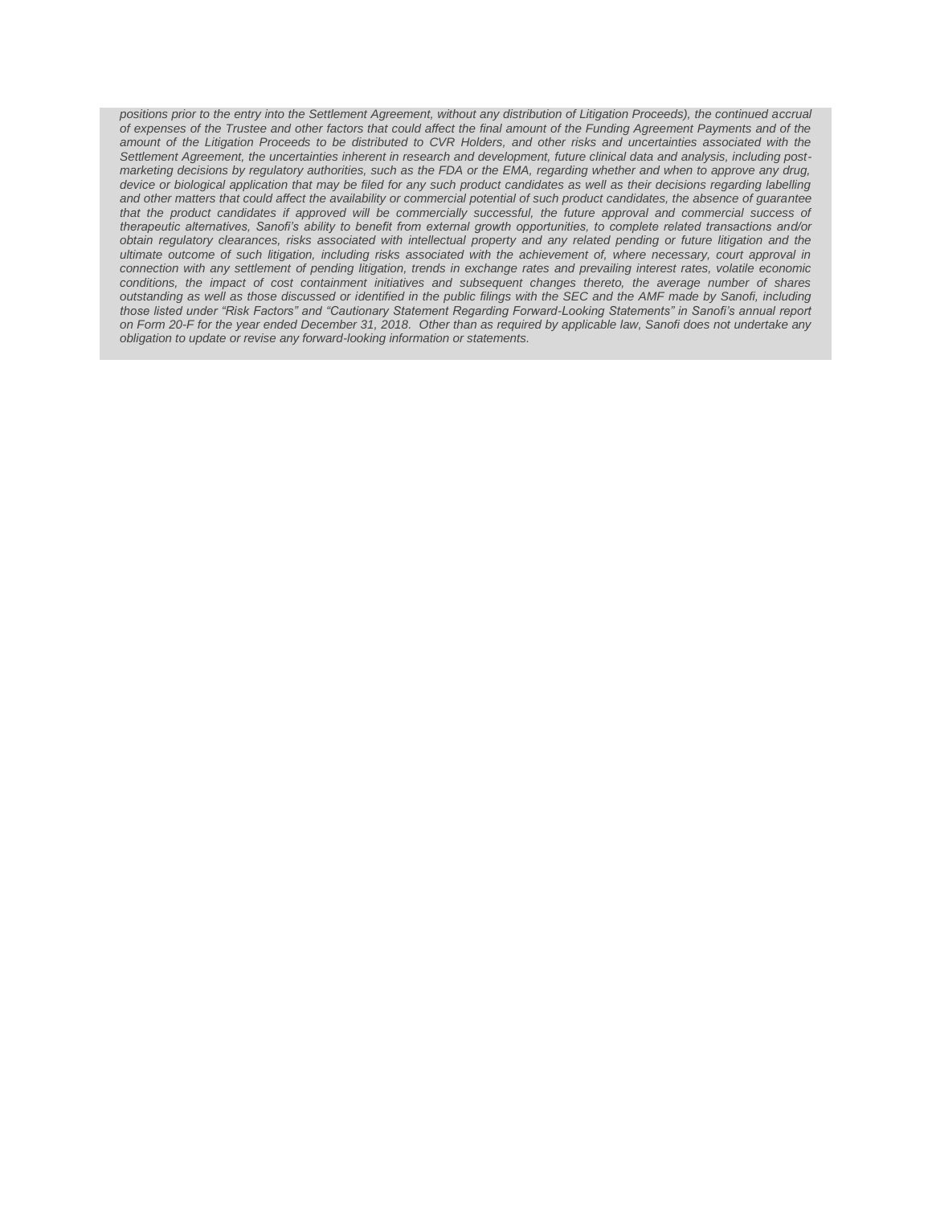*positions prior to the entry into the Settlement Agreement, without any distribution of Litigation Proceeds), the continued accrual of expenses of the Trustee and other factors that could affect the final amount of the Funding Agreement Payments and of the amount of the Litigation Proceeds to be distributed to CVR Holders, and other risks and uncertainties associated with the Settlement Agreement, the uncertainties inherent in research and development, future clinical data and analysis, including post-marketing decisions by regulatory authorities, such as the FDA or the EMA, regarding whether and when to approve any drug, device or biological application that may be filed for any such product candidates as well as their decisions regarding labelling and other matters that could affect the availability or commercial potential of such product candidates, the absence of guarantee that the product candidates if approved will be commercially successful, the future approval and commercial success of therapeutic alternatives, Sanofi's ability to benefit from external growth opportunities, to complete related transactions and/or obtain regulatory clearances, risks associated with intellectual property and any related pending or future litigation and the ultimate outcome of such litigation, including risks associated with the achievement of, where necessary, court approval in connection with any settlement of pending litigation, trends in exchange rates and prevailing interest rates, volatile economic conditions, the impact of cost containment initiatives and subsequent changes thereto, the average number of shares outstanding as well as those discussed or identified in the public filings with the SEC and the AMF made by Sanofi, including those listed under "Risk Factors" and "Cautionary Statement Regarding Forward-Looking Statements" in Sanofi's annual report on Form 20-F for the year ended December 31, 2018. Other than as required by applicable law, Sanofi does not undertake any obligation to update or revise any forward-looking information or statements.*